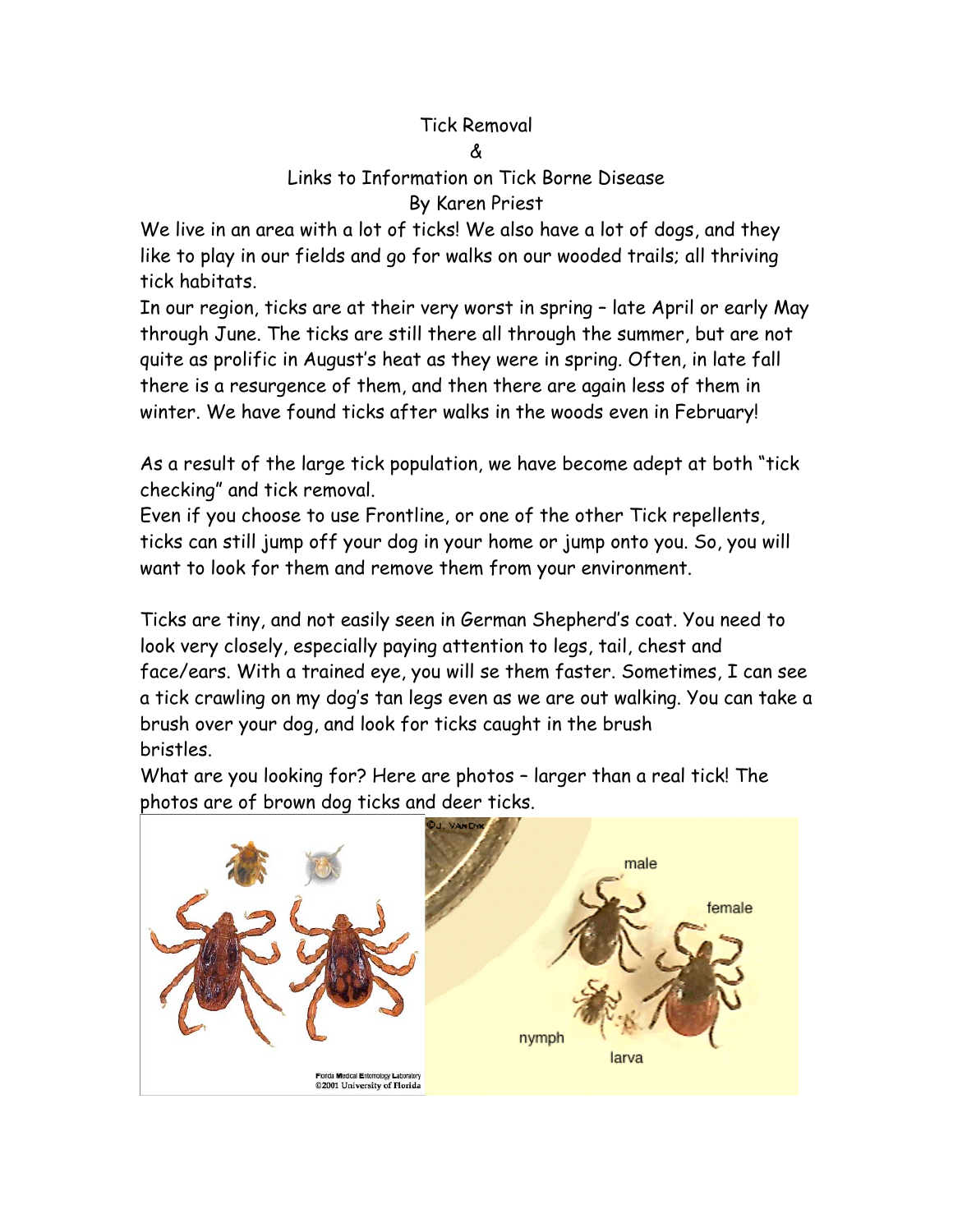# Tick Removal

# &

# Links to Information on Tick Borne Disease

By Karen Priest

We live in an area with a lot of ticks! We also have a lot of dogs, and they like to play in our fields and go for walks on our wooded trails; all thriving tick habitats.

In our region, ticks are at their very worst in spring – late April or early May through June. The ticks are still there all through the summer, but are not quite as prolific in August's heat as they were in spring. Often, in late fall there is a resurgence of them, and then there are again less of them in winter. We have found ticks after walks in the woods even in February!

As a result of the large tick population, we have become adept at both "tick checking" and tick removal.

Even if you choose to use Frontline, or one of the other Tick repellents, ticks can still jump off your dog in your home or jump onto you. So, you will want to look for them and remove them from your environment.

Ticks are tiny, and not easily seen in German Shepherd's coat. You need to look very closely, especially paying attention to legs, tail, chest and face/ears. With a trained eye, you will se them faster. Sometimes, I can see a tick crawling on my dog's tan legs even as we are out walking. You can take a brush over your dog, and look for ticks caught in the brush bristles.

What are you looking for? Here are photos – larger than a real tick! The photos are of brown dog ticks and deer ticks.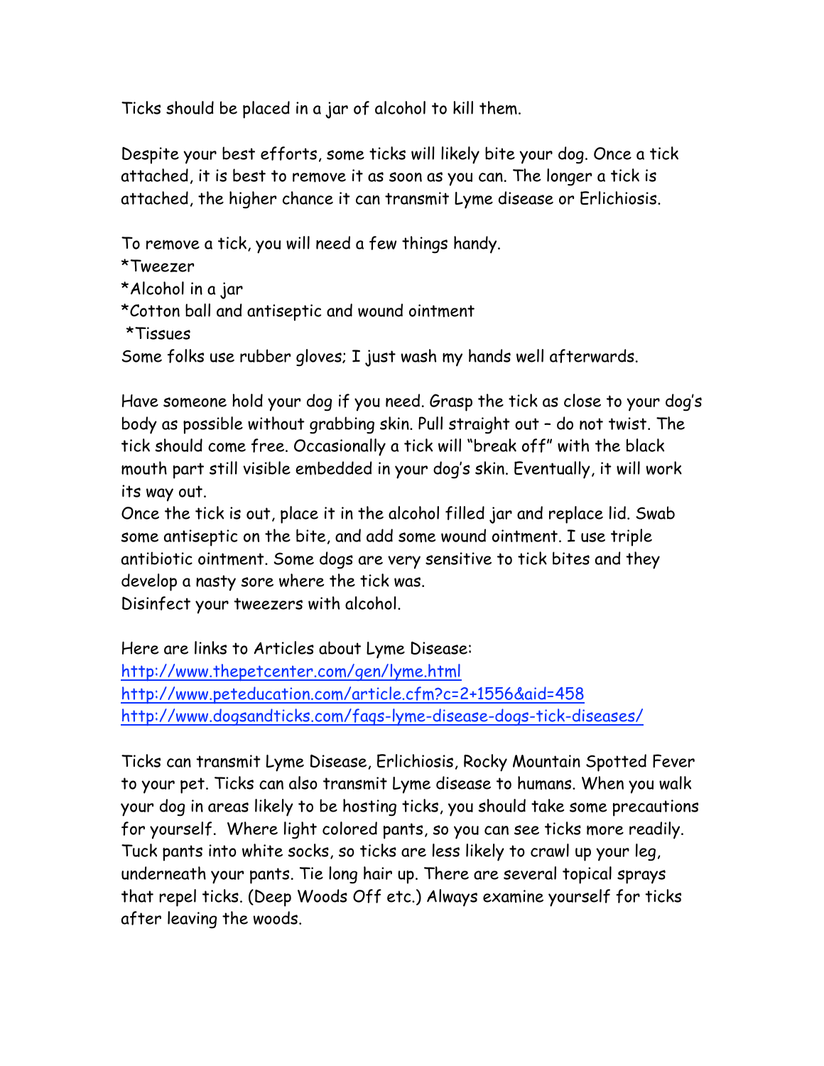Ticks should be placed in a jar of alcohol to kill them.

Despite your best efforts, some ticks will likely bite your dog. Once a tick attached, it is best to remove it as soon as you can. The longer a tick is attached, the higher chance it can transmit Lyme disease or Erlichiosis.

To remove a tick, you will need a few things handy.
*Tweezer
*Alcohol in a jar
*Cotton ball and antiseptic and wound ointment
*Tissues
Some folks use rubber gloves; I just wash my hands well afterwards.

Have someone hold your dog if you need. Grasp the tick as close to your dog's body as possible without grabbing skin. Pull straight out – do not twist. The tick should come free. Occasionally a tick will "break off" with the black mouth part still visible embedded in your dog's skin. Eventually, it will work its way out.
Once the tick is out, place it in the alcohol filled jar and replace lid. Swab some antiseptic on the bite, and add some wound ointment. I use triple antibiotic ointment. Some dogs are very sensitive to tick bites and they develop a nasty sore where the tick was.
Disinfect your tweezers with alcohol.

Here are links to Articles about Lyme Disease:
http://www.thepetcenter.com/gen/lyme.html
http://www.peteducation.com/article.cfm?c=2+1556&aid=458
http://www.dogsandticks.com/faqs-lyme-disease-dogs-tick-diseases/

Ticks can transmit Lyme Disease, Erlichiosis, Rocky Mountain Spotted Fever to your pet. Ticks can also transmit Lyme disease to humans. When you walk your dog in areas likely to be hosting ticks, you should take some precautions for yourself. Where light colored pants, so you can see ticks more readily. Tuck pants into white socks, so ticks are less likely to crawl up your leg, underneath your pants. Tie long hair up. There are several topical sprays that repel ticks. (Deep Woods Off etc.) Always examine yourself for ticks after leaving the woods.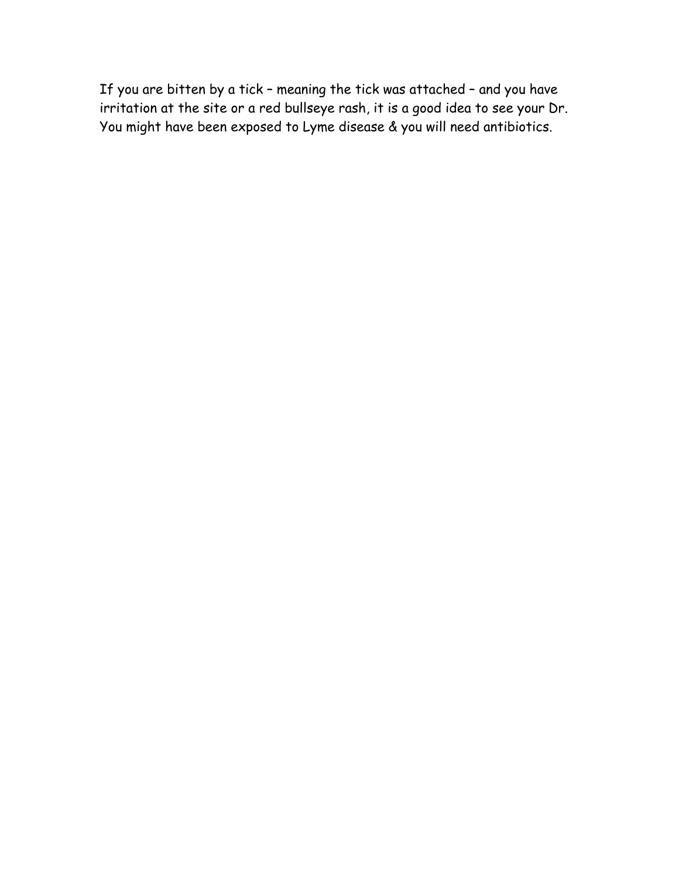If you are bitten by a tick – meaning the tick was attached – and you have irritation at the site or a red bullseye rash, it is a good idea to see your Dr. You might have been exposed to Lyme disease & you will need antibiotics.